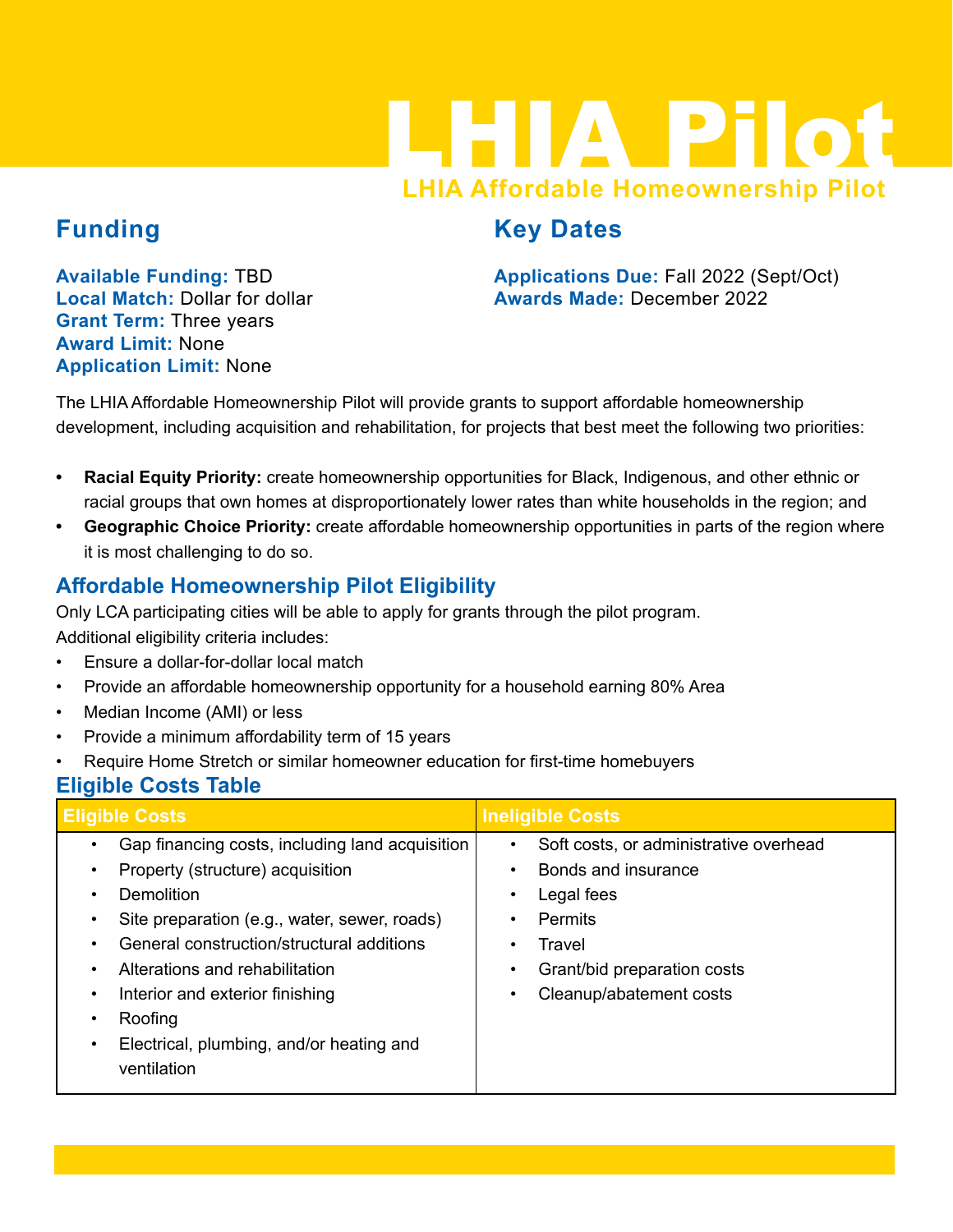# LHIA Pilot

## LHIA Affordable Homeownership Pilot

## Funding

**Available Funding:** TBD
**Local Match:** Dollar for dollar
**Grant Term:** Three years
**Award Limit:** None
**Application Limit:** None

## Key Dates

**Applications Due:** Fall 2022 (Sept/Oct)
**Awards Made:** December 2022

The LHIA Affordable Homeownership Pilot will provide grants to support affordable homeownership development, including acquisition and rehabilitation, for projects that best meet the following two priorities:

- **Racial Equity Priority:** create homeownership opportunities for Black, Indigenous, and other ethnic or racial groups that own homes at disproportionately lower rates than white households in the region; and
- **Geographic Choice Priority:** create affordable homeownership opportunities in parts of the region where it is most challenging to do so.

## Affordable Homeownership Pilot Eligibility

Only LCA participating cities will be able to apply for grants through the pilot program.

Additional eligibility criteria includes:

- Ensure a dollar-for-dollar local match
- Provide an affordable homeownership opportunity for a household earning 80% Area
- Median Income (AMI) or less
- Provide a minimum affordability term of 15 years
- Require Home Stretch or similar homeowner education for first-time homebuyers

## Eligible Costs Table

| Eligible Costs | Ineligible Costs |
|---|---|
| • Gap financing costs, including land acquisition<br>• Property (structure) acquisition<br>• Demolition<br>• Site preparation (e.g., water, sewer, roads)<br>• General construction/structural additions<br>• Alterations and rehabilitation<br>• Interior and exterior finishing<br>• Roofing<br>• Electrical, plumbing, and/or heating and ventilation | • Soft costs, or administrative overhead<br>• Bonds and insurance<br>• Legal fees<br>• Permits<br>• Travel<br>• Grant/bid preparation costs<br>• Cleanup/abatement costs |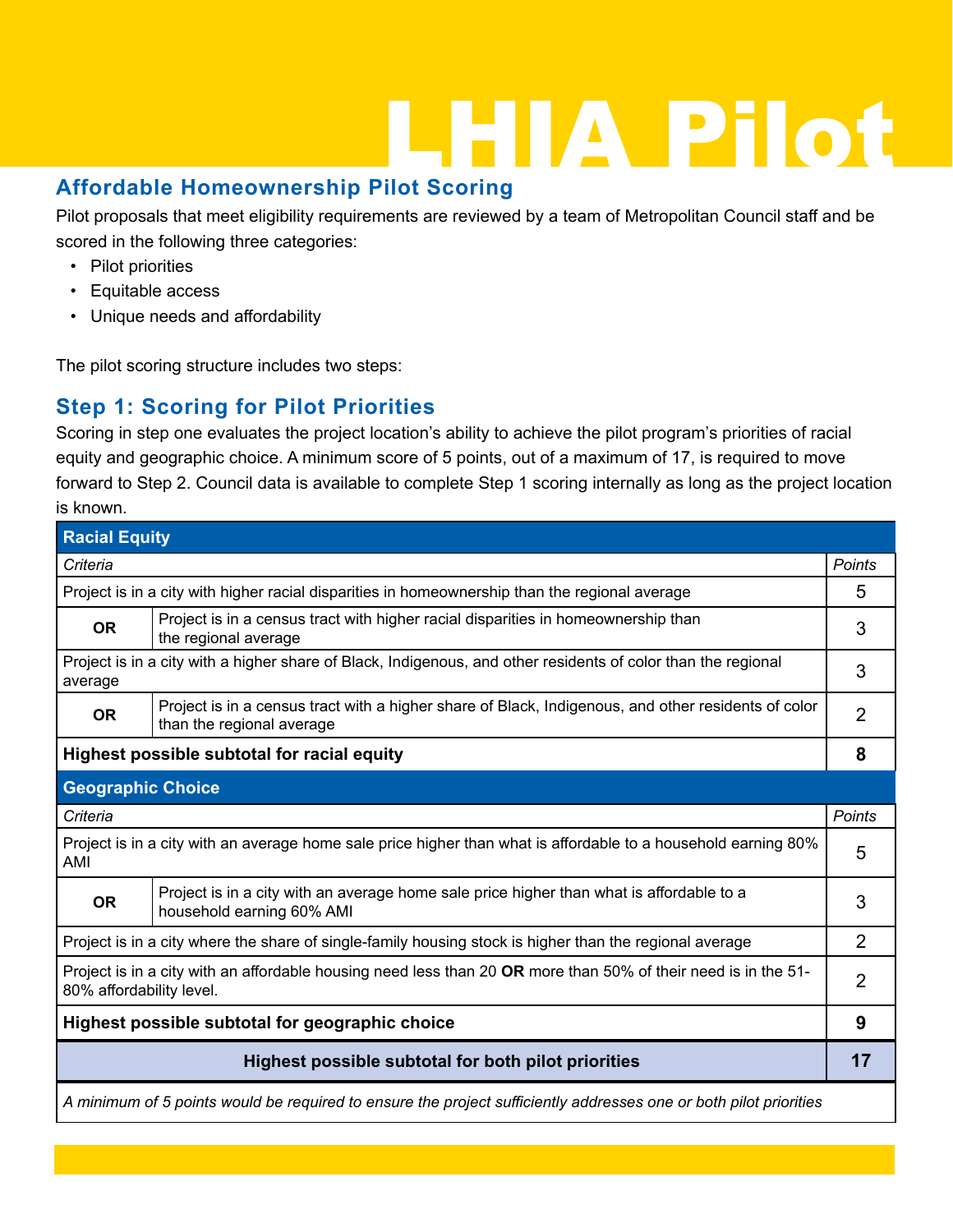# LHIA Pilot

## Affordable Homeownership Pilot Scoring

Pilot proposals that meet eligibility requirements are reviewed by a team of Metropolitan Council staff and be scored in the following three categories:

- Pilot priorities
- Equitable access
- Unique needs and affordability

The pilot scoring structure includes two steps:

## Step 1: Scoring for Pilot Priorities

Scoring in step one evaluates the project location's ability to achieve the pilot program's priorities of racial equity and geographic choice. A minimum score of 5 points, out of a maximum of 17, is required to move forward to Step 2. Council data is available to complete Step 1 scoring internally as long as the project location is known.

| **Racial Equity** | | |
|---|---|---|
| *Criteria* | | *Points* |
| Project is in a city with higher racial disparities in homeownership than the regional average | | 5 |
| **OR** | Project is in a census tract with higher racial disparities in homeownership than the regional average | 3 |
| Project is in a city with a higher share of Black, Indigenous, and other residents of color than the regional average | | 3 |
| **OR** | Project is in a census tract with a higher share of Black, Indigenous, and other residents of color than the regional average | 2 |
| **Highest possible subtotal for racial equity** | | **8** |
| **Geographic Choice** | | |
| *Criteria* | | *Points* |
| Project is in a city with an average home sale price higher than what is affordable to a household earning 80% AMI | | 5 |
| **OR** | Project is in a city with an average home sale price higher than what is affordable to a household earning 60% AMI | 3 |
| Project is in a city where the share of single-family housing stock is higher than the regional average | | 2 |
| Project is in a city with an affordable housing need less than 20 **OR** more than 50% of their need is in the 51-80% affordability level. | | 2 |
| **Highest possible subtotal for geographic choice** | | **9** |
| **Highest possible subtotal for both pilot priorities** | | **17** |
| *A minimum of 5 points would be required to ensure the project sufficiently addresses one or both pilot priorities* | | |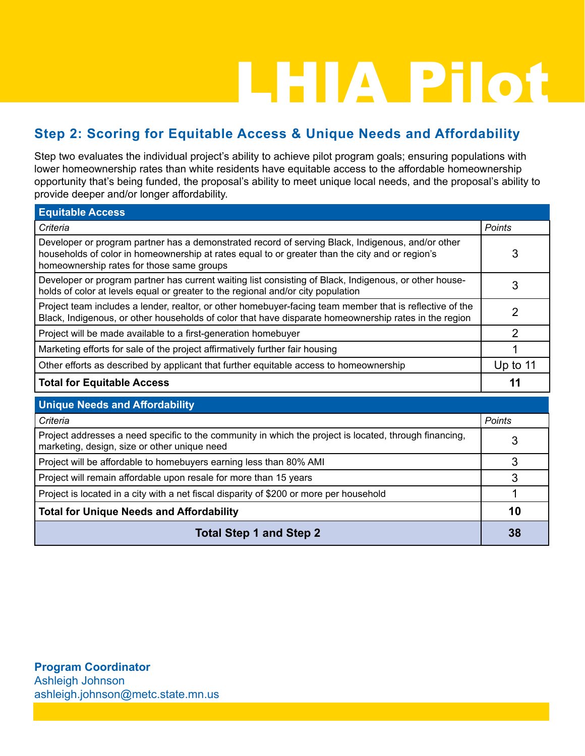# LHIA Pilot

## Step 2: Scoring for Equitable Access & Unique Needs and Affordability

Step two evaluates the individual project's ability to achieve pilot program goals; ensuring populations with lower homeownership rates than white residents have equitable access to the affordable homeownership opportunity that's being funded, the proposal's ability to meet unique local needs, and the proposal's ability to provide deeper and/or longer affordability.

| Equitable Access | |
|---|---|
| *Criteria* | *Points* |
| Developer or program partner has a demonstrated record of serving Black, Indigenous, and/or other households of color in homeownership at rates equal to or greater than the city and or region's homeownership rates for those same groups | 3 |
| Developer or program partner has current waiting list consisting of Black, Indigenous, or other households of color at levels equal or greater to the regional and/or city population | 3 |
| Project team includes a lender, realtor, or other homebuyer-facing team member that is reflective of the Black, Indigenous, or other households of color that have disparate homeownership rates in the region | 2 |
| Project will be made available to a first-generation homebuyer | 2 |
| Marketing efforts for sale of the project affirmatively further fair housing | 1 |
| Other efforts as described by applicant that further equitable access to homeownership | Up to 11 |
| **Total for Equitable Access** | **11** |

| Unique Needs and Affordability | |
|---|---|
| *Criteria* | *Points* |
| Project addresses a need specific to the community in which the project is located, through financing, marketing, design, size or other unique need | 3 |
| Project will be affordable to homebuyers earning less than 80% AMI | 3 |
| Project will remain affordable upon resale for more than 15 years | 3 |
| Project is located in a city with a net fiscal disparity of $200 or more per household | 1 |
| **Total for Unique Needs and Affordability** | **10** |
| **Total Step 1 and Step 2** | **38** |

**Program Coordinator**
Ashleigh Johnson
ashleigh.johnson@metc.state.mn.us